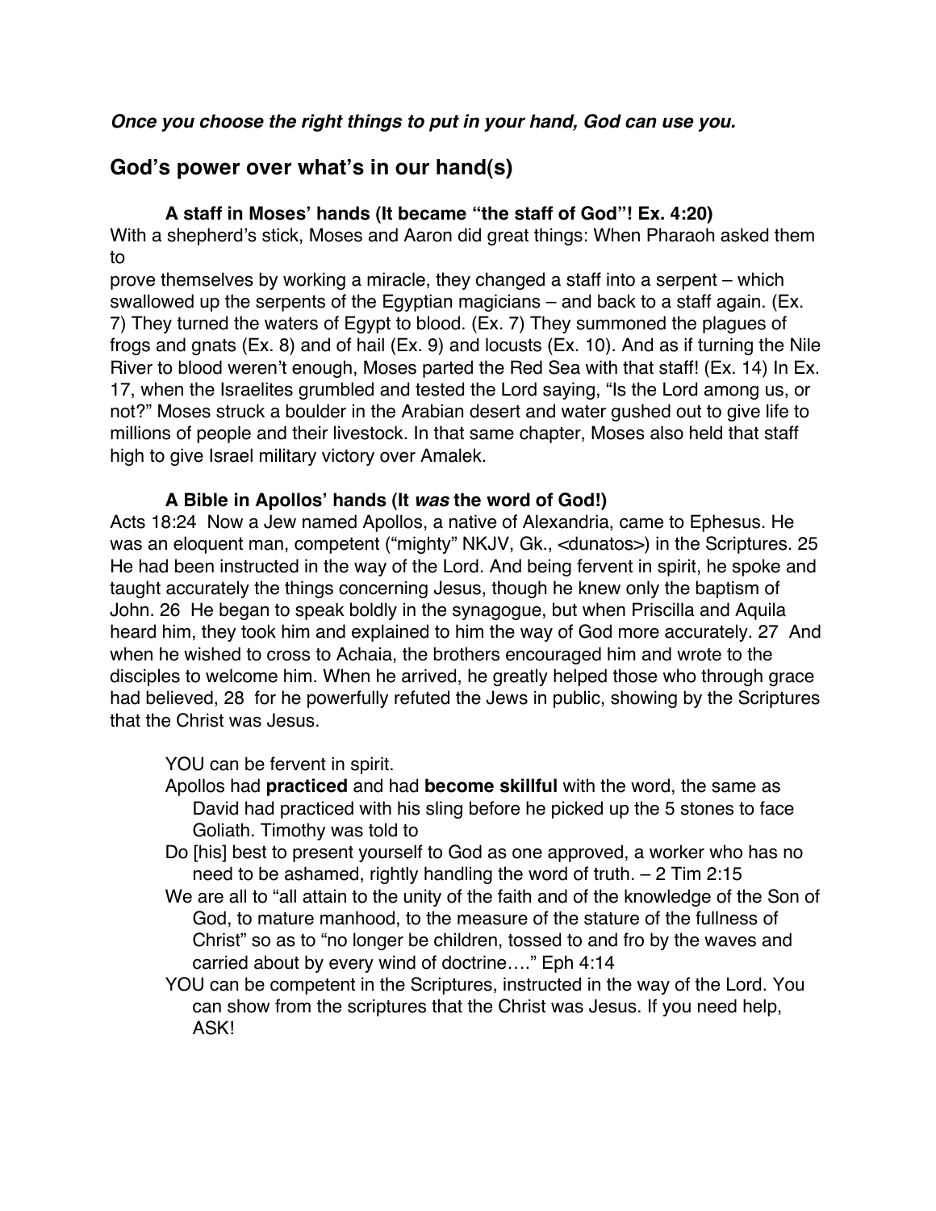***Once you choose the right things to put in your hand, God can use you.***

## God's power over what's in our hand(s)

### A staff in Moses' hands (It became "the staff of God"! Ex. 4:20)

With a shepherd's stick, Moses and Aaron did great things: When Pharaoh asked them to prove themselves by working a miracle, they changed a staff into a serpent – which swallowed up the serpents of the Egyptian magicians – and back to a staff again. (Ex. 7) They turned the waters of Egypt to blood. (Ex. 7) They summoned the plagues of frogs and gnats (Ex. 8) and of hail (Ex. 9) and locusts (Ex. 10). And as if turning the Nile River to blood weren't enough, Moses parted the Red Sea with that staff! (Ex. 14) In Ex. 17, when the Israelites grumbled and tested the Lord saying, "Is the Lord among us, or not?" Moses struck a boulder in the Arabian desert and water gushed out to give life to millions of people and their livestock. In that same chapter, Moses also held that staff high to give Israel military victory over Amalek.

### A Bible in Apollos' hands (It *was* the word of God!)

Acts 18:24 Now a Jew named Apollos, a native of Alexandria, came to Ephesus. He was an eloquent man, competent ("mighty" NKJV, Gk., <dunatos>) in the Scriptures. 25 He had been instructed in the way of the Lord. And being fervent in spirit, he spoke and taught accurately the things concerning Jesus, though he knew only the baptism of John. 26 He began to speak boldly in the synagogue, but when Priscilla and Aquila heard him, they took him and explained to him the way of God more accurately. 27 And when he wished to cross to Achaia, the brothers encouraged him and wrote to the disciples to welcome him. When he arrived, he greatly helped those who through grace had believed, 28 for he powerfully refuted the Jews in public, showing by the Scriptures that the Christ was Jesus.

YOU can be fervent in spirit.

Apollos had **practiced** and had **become skillful** with the word, the same as David had practiced with his sling before he picked up the 5 stones to face Goliath. Timothy was told to

Do [his] best to present yourself to God as one approved, a worker who has no need to be ashamed, rightly handling the word of truth. – 2 Tim 2:15

We are all to "all attain to the unity of the faith and of the knowledge of the Son of God, to mature manhood, to the measure of the stature of the fullness of Christ" so as to "no longer be children, tossed to and fro by the waves and carried about by every wind of doctrine…." Eph 4:14

YOU can be competent in the Scriptures, instructed in the way of the Lord. You can show from the scriptures that the Christ was Jesus. If you need help, ASK!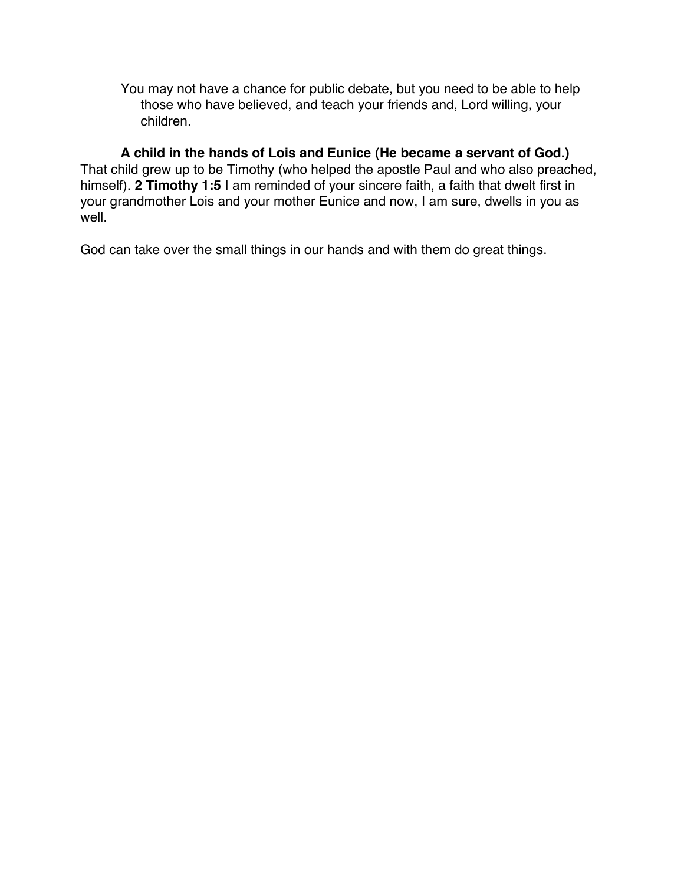You may not have a chance for public debate, but you need to be able to help those who have believed, and teach your friends and, Lord willing, your children.

**A child in the hands of Lois and Eunice (He became a servant of God.)**

That child grew up to be Timothy (who helped the apostle Paul and who also preached, himself). **2 Timothy 1:5** I am reminded of your sincere faith, a faith that dwelt first in your grandmother Lois and your mother Eunice and now, I am sure, dwells in you as well.

God can take over the small things in our hands and with them do great things.